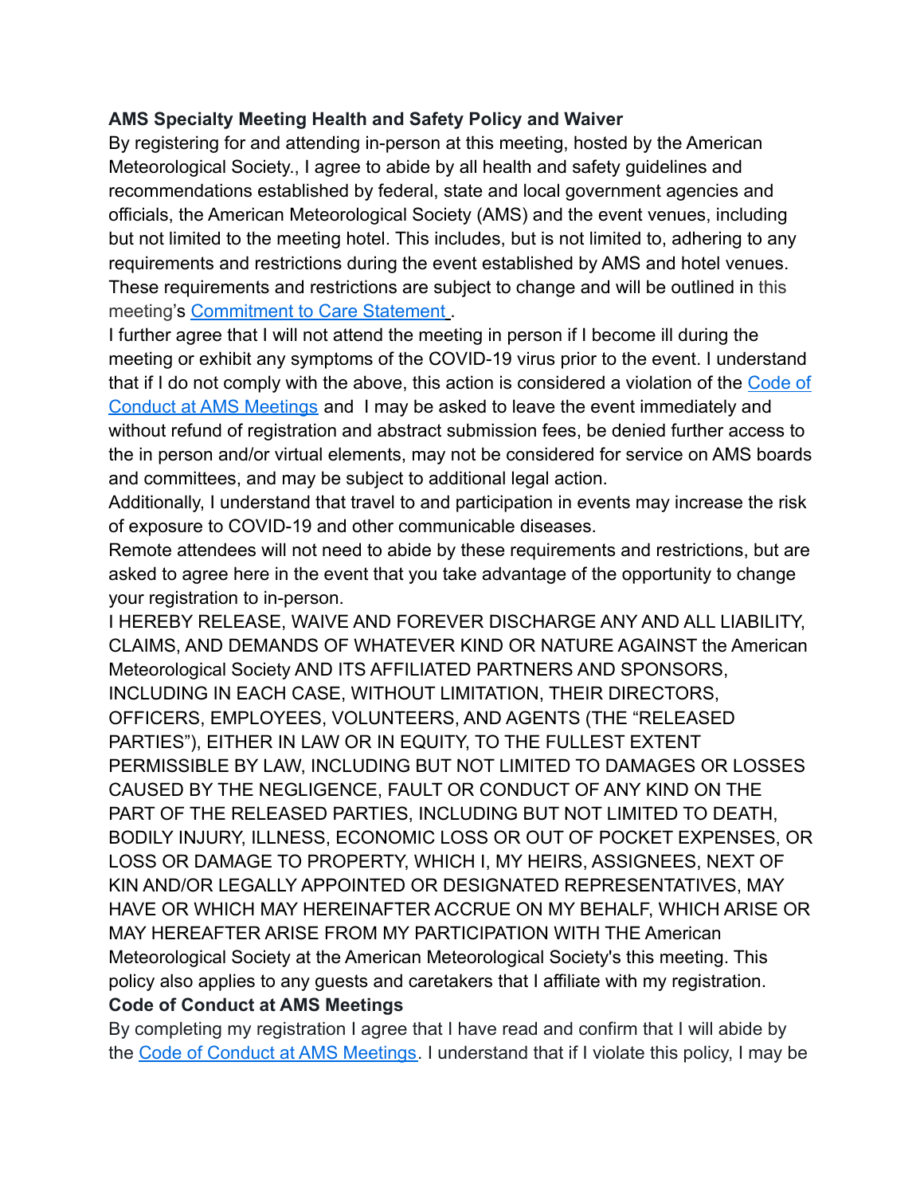**AMS Specialty Meeting Health and Safety Policy and Waiver**

By registering for and attending in-person at this meeting, hosted by the American Meteorological Society., I agree to abide by all health and safety guidelines and recommendations established by federal, state and local government agencies and officials, the American Meteorological Society (AMS) and the event venues, including but not limited to the meeting hotel. This includes, but is not limited to, adhering to any requirements and restrictions during the event established by AMS and hotel venues. These requirements and restrictions are subject to change and will be outlined in this meeting's Commitment to Care Statement .

I further agree that I will not attend the meeting in person if I become ill during the meeting or exhibit any symptoms of the COVID-19 virus prior to the event. I understand that if I do not comply with the above, this action is considered a violation of the Code of Conduct at AMS Meetings and I may be asked to leave the event immediately and without refund of registration and abstract submission fees, be denied further access to the in person and/or virtual elements, may not be considered for service on AMS boards and committees, and may be subject to additional legal action.

Additionally, I understand that travel to and participation in events may increase the risk of exposure to COVID-19 and other communicable diseases.

Remote attendees will not need to abide by these requirements and restrictions, but are asked to agree here in the event that you take advantage of the opportunity to change your registration to in-person.

I HEREBY RELEASE, WAIVE AND FOREVER DISCHARGE ANY AND ALL LIABILITY, CLAIMS, AND DEMANDS OF WHATEVER KIND OR NATURE AGAINST the American Meteorological Society AND ITS AFFILIATED PARTNERS AND SPONSORS, INCLUDING IN EACH CASE, WITHOUT LIMITATION, THEIR DIRECTORS, OFFICERS, EMPLOYEES, VOLUNTEERS, AND AGENTS (THE "RELEASED PARTIES"), EITHER IN LAW OR IN EQUITY, TO THE FULLEST EXTENT PERMISSIBLE BY LAW, INCLUDING BUT NOT LIMITED TO DAMAGES OR LOSSES CAUSED BY THE NEGLIGENCE, FAULT OR CONDUCT OF ANY KIND ON THE PART OF THE RELEASED PARTIES, INCLUDING BUT NOT LIMITED TO DEATH, BODILY INJURY, ILLNESS, ECONOMIC LOSS OR OUT OF POCKET EXPENSES, OR LOSS OR DAMAGE TO PROPERTY, WHICH I, MY HEIRS, ASSIGNEES, NEXT OF KIN AND/OR LEGALLY APPOINTED OR DESIGNATED REPRESENTATIVES, MAY HAVE OR WHICH MAY HEREINAFTER ACCRUE ON MY BEHALF, WHICH ARISE OR MAY HEREAFTER ARISE FROM MY PARTICIPATION WITH THE American Meteorological Society at the American Meteorological Society's this meeting. This policy also applies to any guests and caretakers that I affiliate with my registration.

**Code of Conduct at AMS Meetings**

By completing my registration I agree that I have read and confirm that I will abide by the Code of Conduct at AMS Meetings. I understand that if I violate this policy, I may be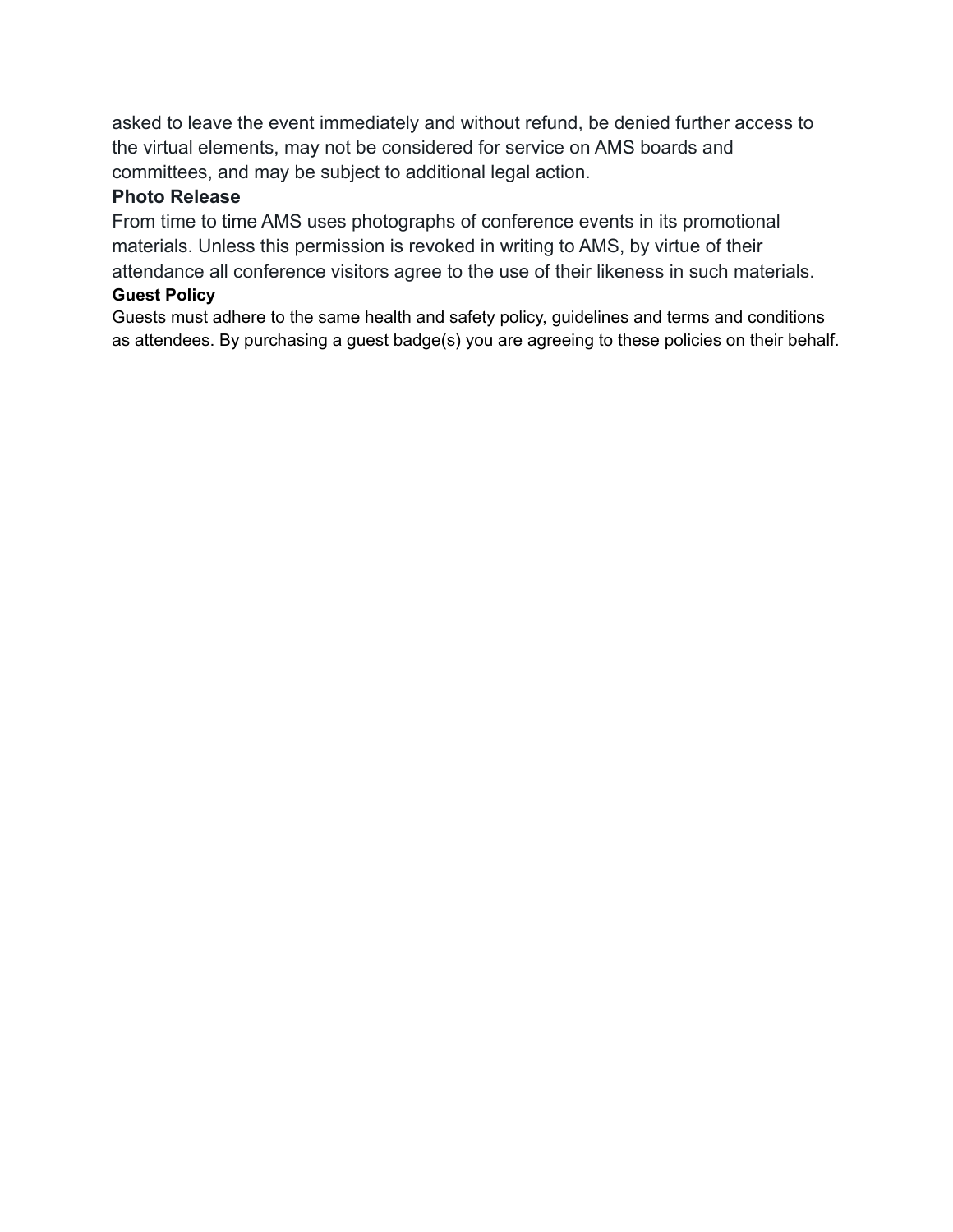asked to leave the event immediately and without refund, be denied further access to the virtual elements, may not be considered for service on AMS boards and committees, and may be subject to additional legal action.

**Photo Release**

From time to time AMS uses photographs of conference events in its promotional materials. Unless this permission is revoked in writing to AMS, by virtue of their attendance all conference visitors agree to the use of their likeness in such materials.

**Guest Policy**

Guests must adhere to the same health and safety policy, guidelines and terms and conditions as attendees. By purchasing a guest badge(s) you are agreeing to these policies on their behalf.